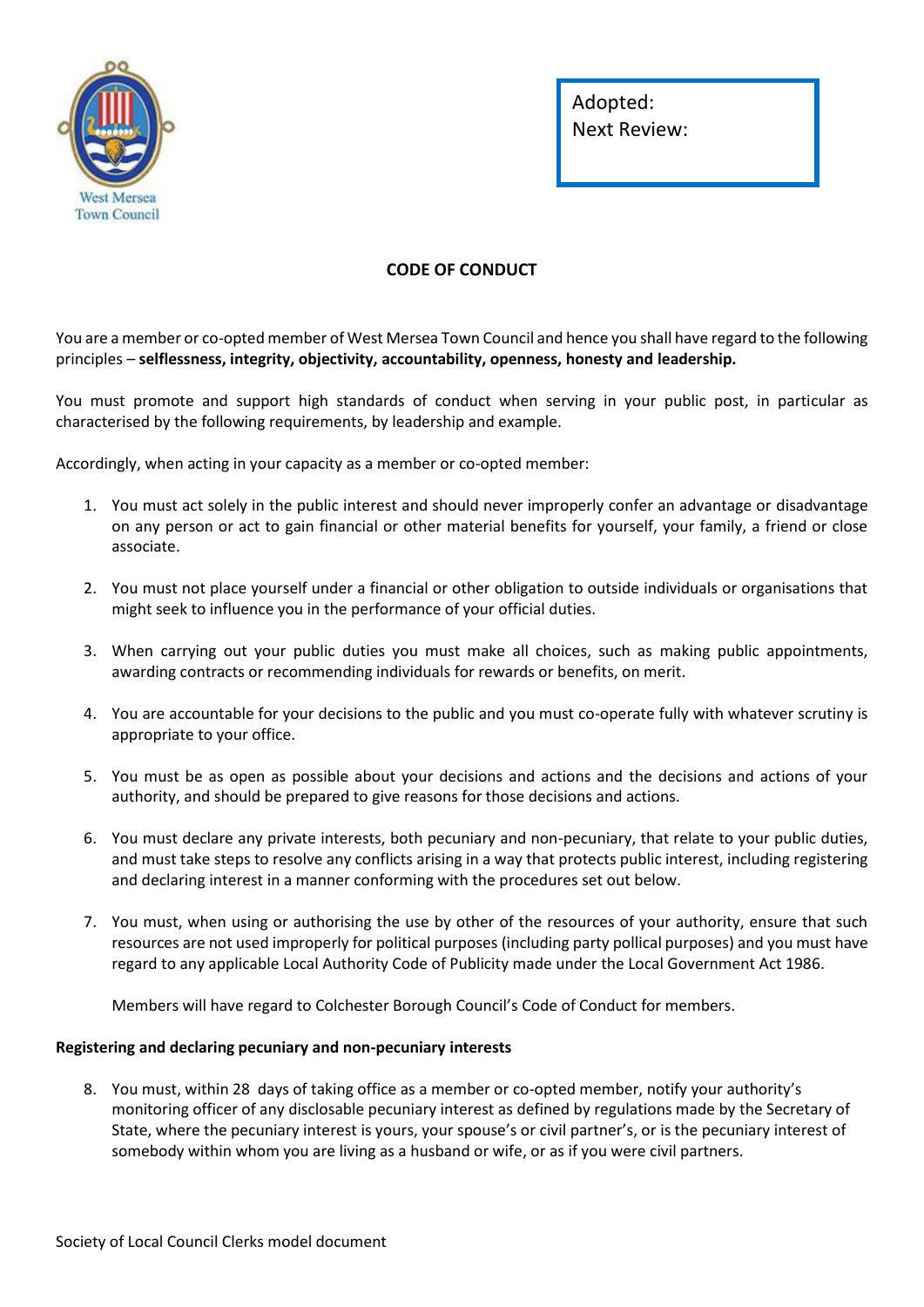West Mersea Town Council

Adopted:
Next Review:

# CODE OF CONDUCT

You are a member or co-opted member of West Mersea Town Council and hence you shall have regard to the following principles – **selflessness, integrity, objectivity, accountability, openness, honesty and leadership.**

You must promote and support high standards of conduct when serving in your public post, in particular as characterised by the following requirements, by leadership and example.

Accordingly, when acting in your capacity as a member or co-opted member:

1. You must act solely in the public interest and should never improperly confer an advantage or disadvantage on any person or act to gain financial or other material benefits for yourself, your family, a friend or close associate.

2. You must not place yourself under a financial or other obligation to outside individuals or organisations that might seek to influence you in the performance of your official duties.

3. When carrying out your public duties you must make all choices, such as making public appointments, awarding contracts or recommending individuals for rewards or benefits, on merit.

4. You are accountable for your decisions to the public and you must co-operate fully with whatever scrutiny is appropriate to your office.

5. You must be as open as possible about your decisions and actions and the decisions and actions of your authority, and should be prepared to give reasons for those decisions and actions.

6. You must declare any private interests, both pecuniary and non-pecuniary, that relate to your public duties, and must take steps to resolve any conflicts arising in a way that protects public interest, including registering and declaring interest in a manner conforming with the procedures set out below.

7. You must, when using or authorising the use by other of the resources of your authority, ensure that such resources are not used improperly for political purposes (including party pollical purposes) and you must have regard to any applicable Local Authority Code of Publicity made under the Local Government Act 1986.

   Members will have regard to Colchester Borough Council's Code of Conduct for members.

**Registering and declaring pecuniary and non-pecuniary interests**

8. You must, within 28 days of taking office as a member or co-opted member, notify your authority's monitoring officer of any disclosable pecuniary interest as defined by regulations made by the Secretary of State, where the pecuniary interest is yours, your spouse's or civil partner's, or is the pecuniary interest of somebody within whom you are living as a husband or wife, or as if you were civil partners.

Society of Local Council Clerks model document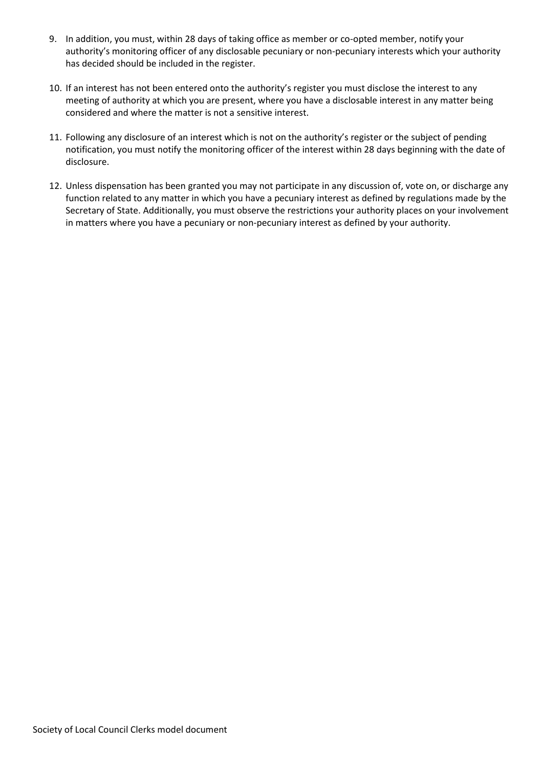9. In addition, you must, within 28 days of taking office as member or co-opted member, notify your authority's monitoring officer of any disclosable pecuniary or non-pecuniary interests which your authority has decided should be included in the register.

10. If an interest has not been entered onto the authority's register you must disclose the interest to any meeting of authority at which you are present, where you have a disclosable interest in any matter being considered and where the matter is not a sensitive interest.

11. Following any disclosure of an interest which is not on the authority's register or the subject of pending notification, you must notify the monitoring officer of the interest within 28 days beginning with the date of disclosure.

12. Unless dispensation has been granted you may not participate in any discussion of, vote on, or discharge any function related to any matter in which you have a pecuniary interest as defined by regulations made by the Secretary of State. Additionally, you must observe the restrictions your authority places on your involvement in matters where you have a pecuniary or non-pecuniary interest as defined by your authority.